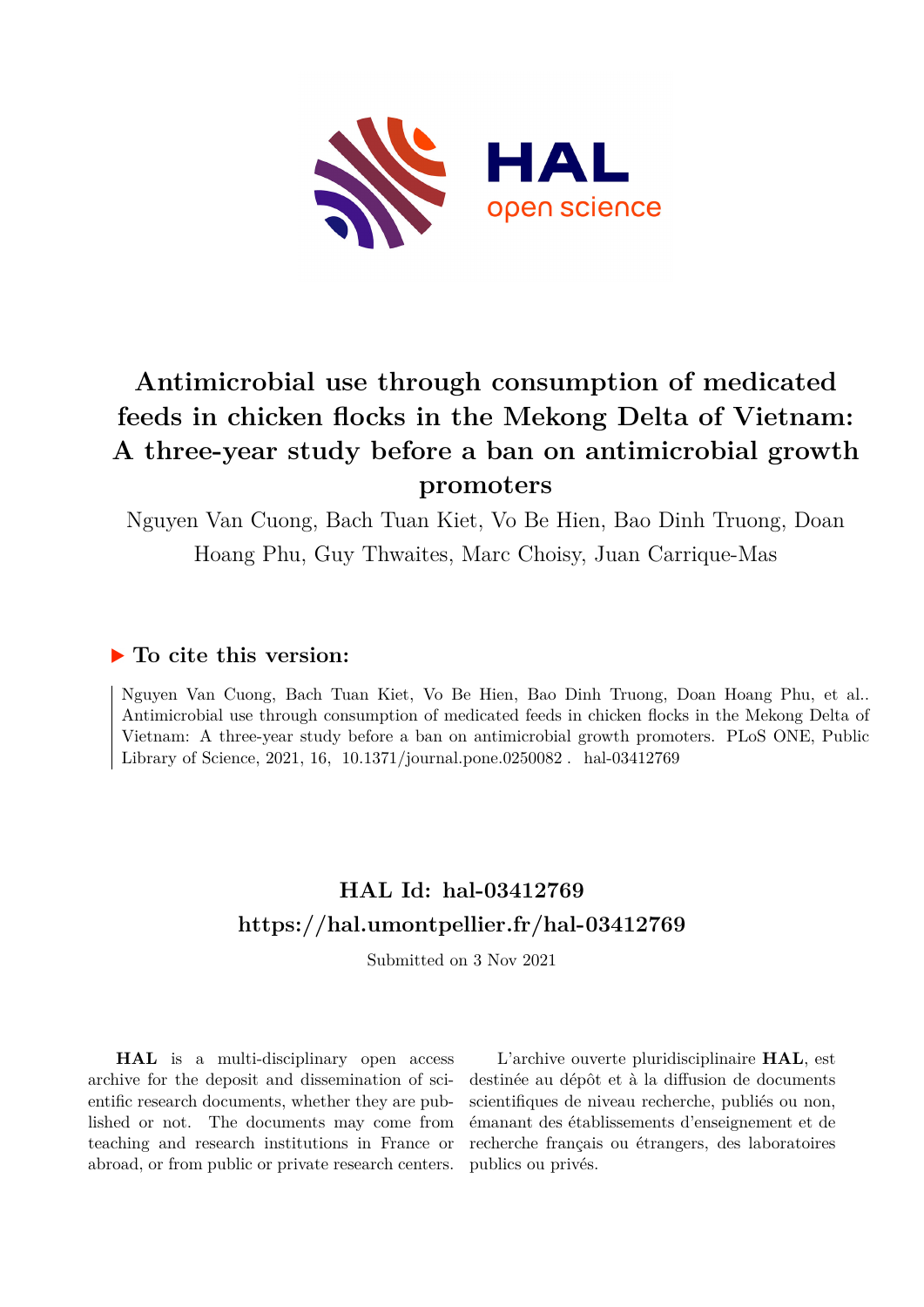# Antimicrobial use through consumption of medicated feeds in chicken flocks in the Mekong Delta of Vietnam: A three-year study before a ban on antimicrobial growth promoters

Nguyen Van Cuong, Bach Tuan Kiet, Vo Be Hien, Bao Dinh Truong, Doan Hoang Phu, Guy Thwaites, Marc Choisy, Juan Carrique-Mas

## To cite this version:

Nguyen Van Cuong, Bach Tuan Kiet, Vo Be Hien, Bao Dinh Truong, Doan Hoang Phu, et al.. Antimicrobial use through consumption of medicated feeds in chicken flocks in the Mekong Delta of Vietnam: A three-year study before a ban on antimicrobial growth promoters. PLoS ONE, Public Library of Science, 2021, 16, 10.1371/journal.pone.0250082 . hal-03412769

## HAL Id: hal-03412769
## https://hal.umontpellier.fr/hal-03412769

Submitted on 3 Nov 2021

**HAL** is a multi-disciplinary open access archive for the deposit and dissemination of scientific research documents, whether they are published or not. The documents may come from teaching and research institutions in France or abroad, or from public or private research centers.

L'archive ouverte pluridisciplinaire **HAL**, est destinée au dépôt et à la diffusion de documents scientifiques de niveau recherche, publiés ou non, émanant des établissements d'enseignement et de recherche français ou étrangers, des laboratoires publics ou privés.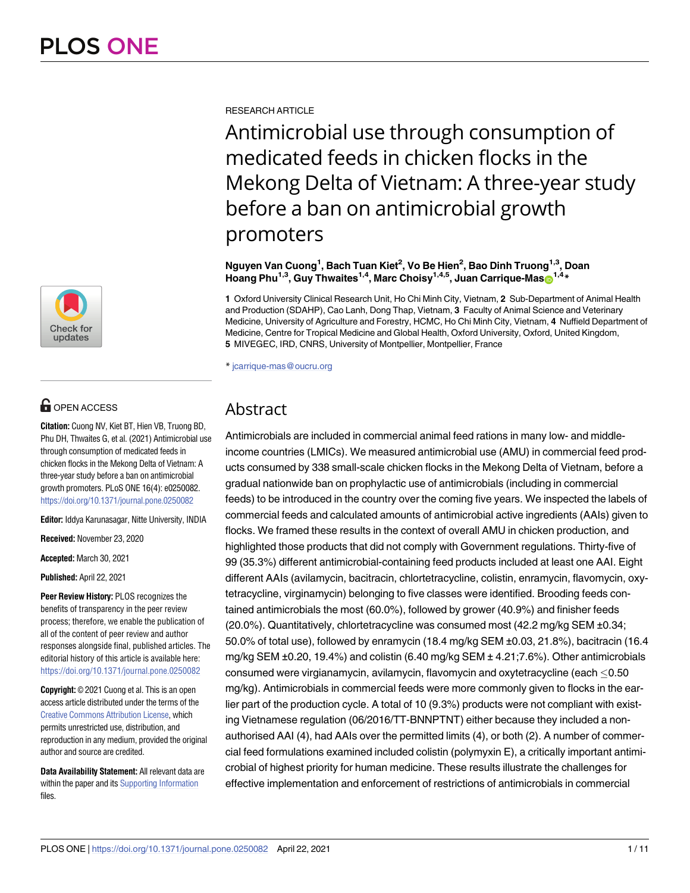RESEARCH ARTICLE

# Antimicrobial use through consumption of medicated feeds in chicken flocks in the Mekong Delta of Vietnam: A three-year study before a ban on antimicrobial growth promoters

**Nguyen Van Cuong[1], Bach Tuan Kiet[2], Vo Be Hien[2], Bao Dinh Truong[1,3], Doan Hoang Phu[1,3], Guy Thwaites[1,4], Marc Choisy[1,4,5], Juan Carrique-Mas[1,4]***

**1** Oxford University Clinical Research Unit, Ho Chi Minh City, Vietnam, **2** Sub-Department of Animal Health and Production (SDAHP), Cao Lanh, Dong Thap, Vietnam, **3** Faculty of Animal Science and Veterinary Medicine, University of Agriculture and Forestry, HCMC, Ho Chi Minh City, Vietnam, **4** Nuffield Department of Medicine, Centre for Tropical Medicine and Global Health, Oxford University, Oxford, United Kingdom, **5** MIVEGEC, IRD, CNRS, University of Montpellier, Montpellier, France

* jcarrique-mas@oucru.org

OPEN ACCESS

**Citation:** Cuong NV, Kiet BT, Hien VB, Truong BD, Phu DH, Thwaites G, et al. (2021) Antimicrobial use through consumption of medicated feeds in chicken flocks in the Mekong Delta of Vietnam: A three-year study before a ban on antimicrobial growth promoters. PLoS ONE 16(4): e0250082. https://doi.org/10.1371/journal.pone.0250082

**Editor:** Iddya Karunasagar, Nitte University, INDIA

**Received:** November 23, 2020

**Accepted:** March 30, 2021

**Published:** April 22, 2021

**Peer Review History:** PLOS recognizes the benefits of transparency in the peer review process; therefore, we enable the publication of all of the content of peer review and author responses alongside final, published articles. The editorial history of this article is available here: https://doi.org/10.1371/journal.pone.0250082

**Copyright:** © 2021 Cuong et al. This is an open access article distributed under the terms of the Creative Commons Attribution License, which permits unrestricted use, distribution, and reproduction in any medium, provided the original author and source are credited.

**Data Availability Statement:** All relevant data are within the paper and its Supporting Information files.

## Abstract

Antimicrobials are included in commercial animal feed rations in many low- and middle-income countries (LMICs). We measured antimicrobial use (AMU) in commercial feed products consumed by 338 small-scale chicken flocks in the Mekong Delta of Vietnam, before a gradual nationwide ban on prophylactic use of antimicrobials (including in commercial feeds) to be introduced in the country over the coming five years. We inspected the labels of commercial feeds and calculated amounts of antimicrobial active ingredients (AAIs) given to flocks. We framed these results in the context of overall AMU in chicken production, and highlighted those products that did not comply with Government regulations. Thirty-five of 99 (35.3%) different antimicrobial-containing feed products included at least one AAI. Eight different AAIs (avilamycin, bacitracin, chlortetracycline, colistin, enramycin, flavomycin, oxytetracycline, virginamycin) belonging to five classes were identified. Brooding feeds contained antimicrobials the most (60.0%), followed by grower (40.9%) and finisher feeds (20.0%). Quantitatively, chlortetracycline was consumed most (42.2 mg/kg SEM ±0.34; 50.0% of total use), followed by enramycin (18.4 mg/kg SEM ±0.03, 21.8%), bacitracin (16.4 mg/kg SEM ±0.20, 19.4%) and colistin (6.40 mg/kg SEM ± 4.21;7.6%). Other antimicrobials consumed were virgianamycin, avilamycin, flavomycin and oxytetracycline (each ≤0.50 mg/kg). Antimicrobials in commercial feeds were more commonly given to flocks in the earlier part of the production cycle. A total of 10 (9.3%) products were not compliant with existing Vietnamese regulation (06/2016/TT-BNNPTNT) either because they included a non-authorised AAI (4), had AAIs over the permitted limits (4), or both (2). A number of commercial feed formulations examined included colistin (polymyxin E), a critically important antimicrobial of highest priority for human medicine. These results illustrate the challenges for effective implementation and enforcement of restrictions of antimicrobials in commercial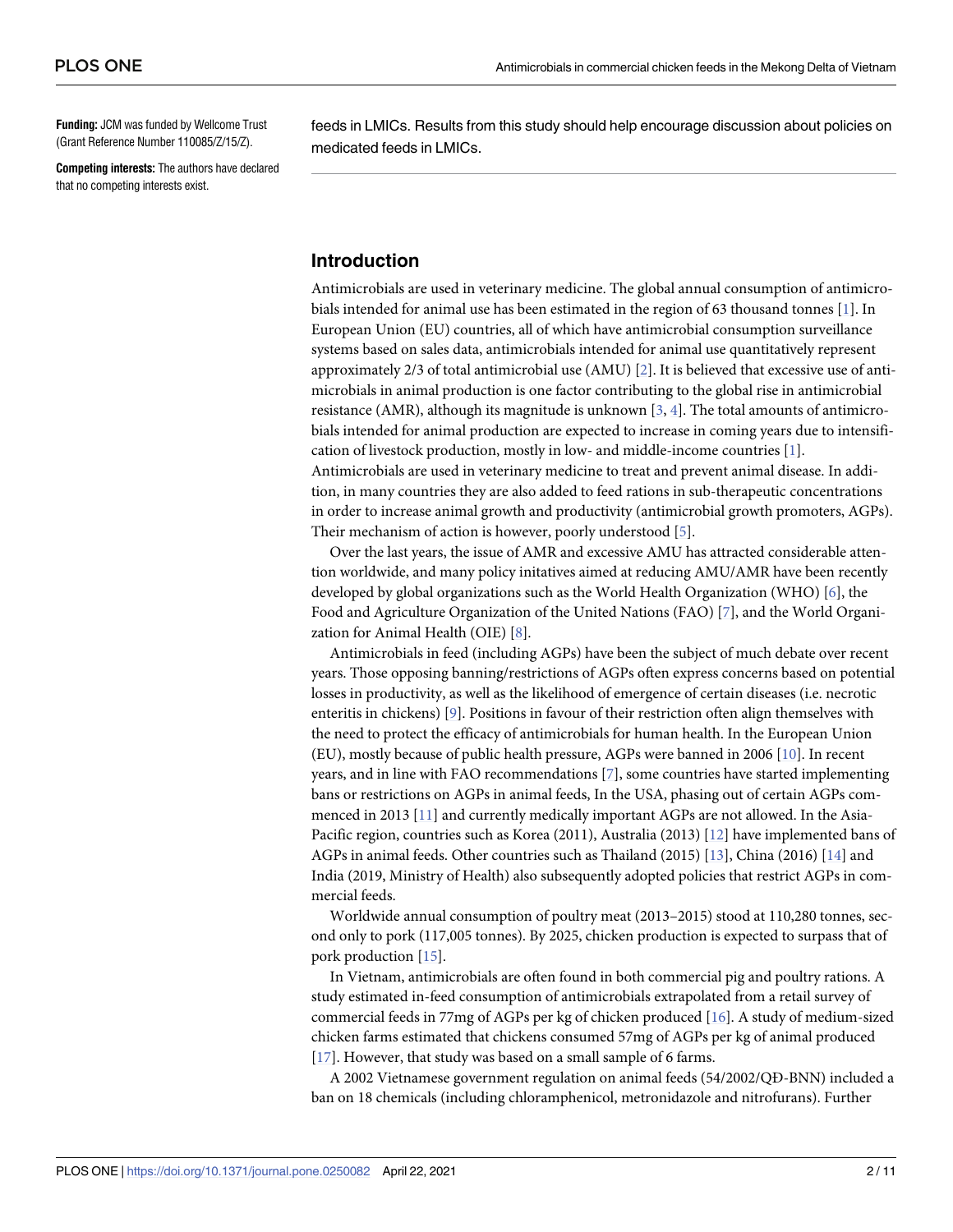**Funding:** JCM was funded by Wellcome Trust (Grant Reference Number 110085/Z/15/Z).

**Competing interests:** The authors have declared that no competing interests exist.

feeds in LMICs. Results from this study should help encourage discussion about policies on medicated feeds in LMICs.

## Introduction

Antimicrobials are used in veterinary medicine. The global annual consumption of antimicrobials intended for animal use has been estimated in the region of 63 thousand tonnes [1]. In European Union (EU) countries, all of which have antimicrobial consumption surveillance systems based on sales data, antimicrobials intended for animal use quantitatively represent approximately 2/3 of total antimicrobial use (AMU) [2]. It is believed that excessive use of antimicrobials in animal production is one factor contributing to the global rise in antimicrobial resistance (AMR), although its magnitude is unknown [3, 4]. The total amounts of antimicrobials intended for animal production are expected to increase in coming years due to intensification of livestock production, mostly in low- and middle-income countries [1].
Antimicrobials are used in veterinary medicine to treat and prevent animal disease. In addition, in many countries they are also added to feed rations in sub-therapeutic concentrations in order to increase animal growth and productivity (antimicrobial growth promoters, AGPs). Their mechanism of action is however, poorly understood [5].

Over the last years, the issue of AMR and excessive AMU has attracted considerable attention worldwide, and many policy initatives aimed at reducing AMU/AMR have been recently developed by global organizations such as the World Health Organization (WHO) [6], the Food and Agriculture Organization of the United Nations (FAO) [7], and the World Organization for Animal Health (OIE) [8].

Antimicrobials in feed (including AGPs) have been the subject of much debate over recent years. Those opposing banning/restrictions of AGPs often express concerns based on potential losses in productivity, as well as the likelihood of emergence of certain diseases (i.e. necrotic enteritis in chickens) [9]. Positions in favour of their restriction often align themselves with the need to protect the efficacy of antimicrobials for human health. In the European Union (EU), mostly because of public health pressure, AGPs were banned in 2006 [10]. In recent years, and in line with FAO recommendations [7], some countries have started implementing bans or restrictions on AGPs in animal feeds, In the USA, phasing out of certain AGPs commenced in 2013 [11] and currently medically important AGPs are not allowed. In the Asia-Pacific region, countries such as Korea (2011), Australia (2013) [12] have implemented bans of AGPs in animal feeds. Other countries such as Thailand (2015) [13], China (2016) [14] and India (2019, Ministry of Health) also subsequently adopted policies that restrict AGPs in commercial feeds.

Worldwide annual consumption of poultry meat (2013–2015) stood at 110,280 tonnes, second only to pork (117,005 tonnes). By 2025, chicken production is expected to surpass that of pork production [15].

In Vietnam, antimicrobials are often found in both commercial pig and poultry rations. A study estimated in-feed consumption of antimicrobials extrapolated from a retail survey of commercial feeds in 77mg of AGPs per kg of chicken produced [16]. A study of medium-sized chicken farms estimated that chickens consumed 57mg of AGPs per kg of animal produced [17]. However, that study was based on a small sample of 6 farms.

A 2002 Vietnamese government regulation on animal feeds (54/2002/QĐ-BNN) included a ban on 18 chemicals (including chloramphenicol, metronidazole and nitrofurans). Further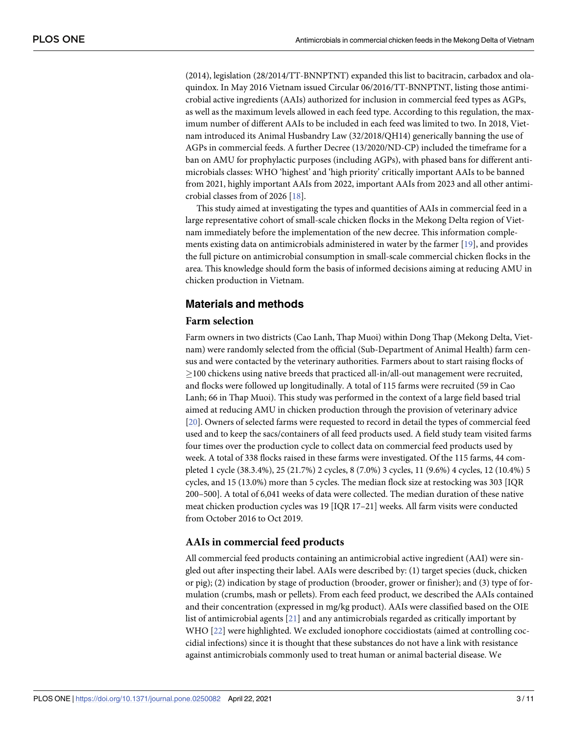(2014), legislation (28/2014/TT-BNNPTNT) expanded this list to bacitracin, carbadox and olaquindox. In May 2016 Vietnam issued Circular 06/2016/TT-BNNPTNT, listing those antimicrobial active ingredients (AAIs) authorized for inclusion in commercial feed types as AGPs, as well as the maximum levels allowed in each feed type. According to this regulation, the maximum number of different AAIs to be included in each feed was limited to two. In 2018, Vietnam introduced its Animal Husbandry Law (32/2018/QH14) generically banning the use of AGPs in commercial feeds. A further Decree (13/2020/ND-CP) included the timeframe for a ban on AMU for prophylactic purposes (including AGPs), with phased bans for different antimicrobials classes: WHO 'highest' and 'high priority' critically important AAIs to be banned from 2021, highly important AAIs from 2022, important AAIs from 2023 and all other antimicrobial classes from of 2026 [18].

This study aimed at investigating the types and quantities of AAIs in commercial feed in a large representative cohort of small-scale chicken flocks in the Mekong Delta region of Vietnam immediately before the implementation of the new decree. This information complements existing data on antimicrobials administered in water by the farmer [19], and provides the full picture on antimicrobial consumption in small-scale commercial chicken flocks in the area. This knowledge should form the basis of informed decisions aiming at reducing AMU in chicken production in Vietnam.

## Materials and methods

### Farm selection

Farm owners in two districts (Cao Lanh, Thap Muoi) within Dong Thap (Mekong Delta, Vietnam) were randomly selected from the official (Sub-Department of Animal Health) farm census and were contacted by the veterinary authorities. Farmers about to start raising flocks of ≥100 chickens using native breeds that practiced all-in/all-out management were recruited, and flocks were followed up longitudinally. A total of 115 farms were recruited (59 in Cao Lanh; 66 in Thap Muoi). This study was performed in the context of a large field based trial aimed at reducing AMU in chicken production through the provision of veterinary advice [20]. Owners of selected farms were requested to record in detail the types of commercial feed used and to keep the sacs/containers of all feed products used. A field study team visited farms four times over the production cycle to collect data on commercial feed products used by week. A total of 338 flocks raised in these farms were investigated. Of the 115 farms, 44 completed 1 cycle (38.3.4%), 25 (21.7%) 2 cycles, 8 (7.0%) 3 cycles, 11 (9.6%) 4 cycles, 12 (10.4%) 5 cycles, and 15 (13.0%) more than 5 cycles. The median flock size at restocking was 303 [IQR 200–500]. A total of 6,041 weeks of data were collected. The median duration of these native meat chicken production cycles was 19 [IQR 17–21] weeks. All farm visits were conducted from October 2016 to Oct 2019.

### AAIs in commercial feed products

All commercial feed products containing an antimicrobial active ingredient (AAI) were singled out after inspecting their label. AAIs were described by: (1) target species (duck, chicken or pig); (2) indication by stage of production (brooder, grower or finisher); and (3) type of formulation (crumbs, mash or pellets). From each feed product, we described the AAIs contained and their concentration (expressed in mg/kg product). AAIs were classified based on the OIE list of antimicrobial agents [21] and any antimicrobials regarded as critically important by WHO [22] were highlighted. We excluded ionophore coccidiostats (aimed at controlling coccidial infections) since it is thought that these substances do not have a link with resistance against antimicrobials commonly used to treat human or animal bacterial disease. We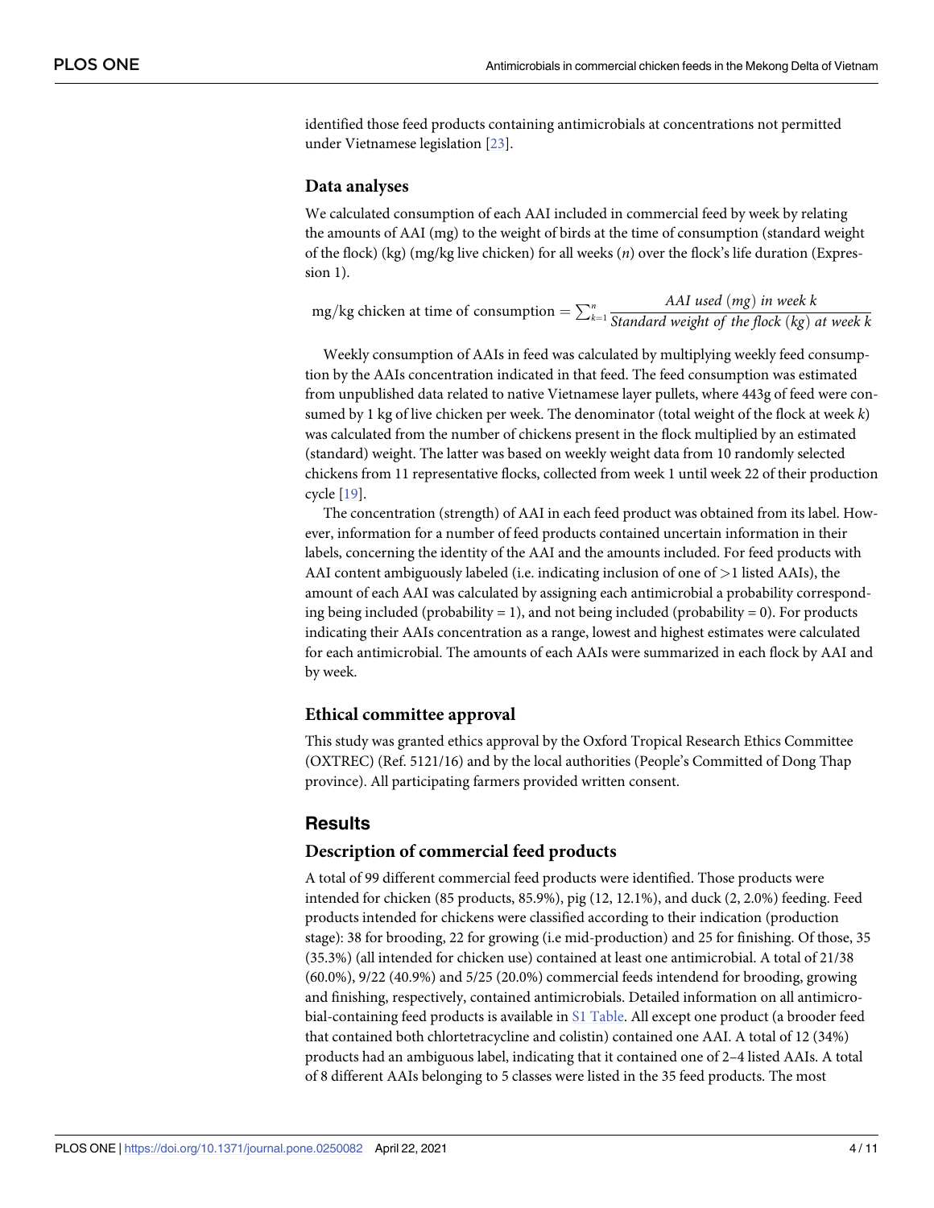identified those feed products containing antimicrobials at concentrations not permitted under Vietnamese legislation [23].

### Data analyses

We calculated consumption of each AAI included in commercial feed by week by relating the amounts of AAI (mg) to the weight of birds at the time of consumption (standard weight of the flock) (kg) (mg/kg live chicken) for all weeks ($n$) over the flock's life duration (Expression 1).

$$\text{mg/kg chicken at time of consumption} = \sum_{k=1}^{n} \frac{AAI\ used\ (mg)\ in\ week\ k}{Standard\ weight\ of\ the\ flock\ (kg)\ at\ week\ k}$$

Weekly consumption of AAIs in feed was calculated by multiplying weekly feed consumption by the AAIs concentration indicated in that feed. The feed consumption was estimated from unpublished data related to native Vietnamese layer pullets, where 443g of feed were consumed by 1 kg of live chicken per week. The denominator (total weight of the flock at week $k$) was calculated from the number of chickens present in the flock multiplied by an estimated (standard) weight. The latter was based on weekly weight data from 10 randomly selected chickens from 11 representative flocks, collected from week 1 until week 22 of their production cycle [19].

The concentration (strength) of AAI in each feed product was obtained from its label. However, information for a number of feed products contained uncertain information in their labels, concerning the identity of the AAI and the amounts included. For feed products with AAI content ambiguously labeled (i.e. indicating inclusion of one of >1 listed AAIs), the amount of each AAI was calculated by assigning each antimicrobial a probability corresponding being included (probability = 1), and not being included (probability = 0). For products indicating their AAIs concentration as a range, lowest and highest estimates were calculated for each antimicrobial. The amounts of each AAIs were summarized in each flock by AAI and by week.

### Ethical committee approval

This study was granted ethics approval by the Oxford Tropical Research Ethics Committee (OXTREC) (Ref. 5121/16) and by the local authorities (People's Committed of Dong Thap province). All participating farmers provided written consent.

## Results

### Description of commercial feed products

A total of 99 different commercial feed products were identified. Those products were intended for chicken (85 products, 85.9%), pig (12, 12.1%), and duck (2, 2.0%) feeding. Feed products intended for chickens were classified according to their indication (production stage): 38 for brooding, 22 for growing (i.e mid-production) and 25 for finishing. Of those, 35 (35.3%) (all intended for chicken use) contained at least one antimicrobial. A total of 21/38 (60.0%), 9/22 (40.9%) and 5/25 (20.0%) commercial feeds intendend for brooding, growing and finishing, respectively, contained antimicrobials. Detailed information on all antimicrobial-containing feed products is available in S1 Table. All except one product (a brooder feed that contained both chlortetracycline and colistin) contained one AAI. A total of 12 (34%) products had an ambiguous label, indicating that it contained one of 2–4 listed AAIs. A total of 8 different AAIs belonging to 5 classes were listed in the 35 feed products. The most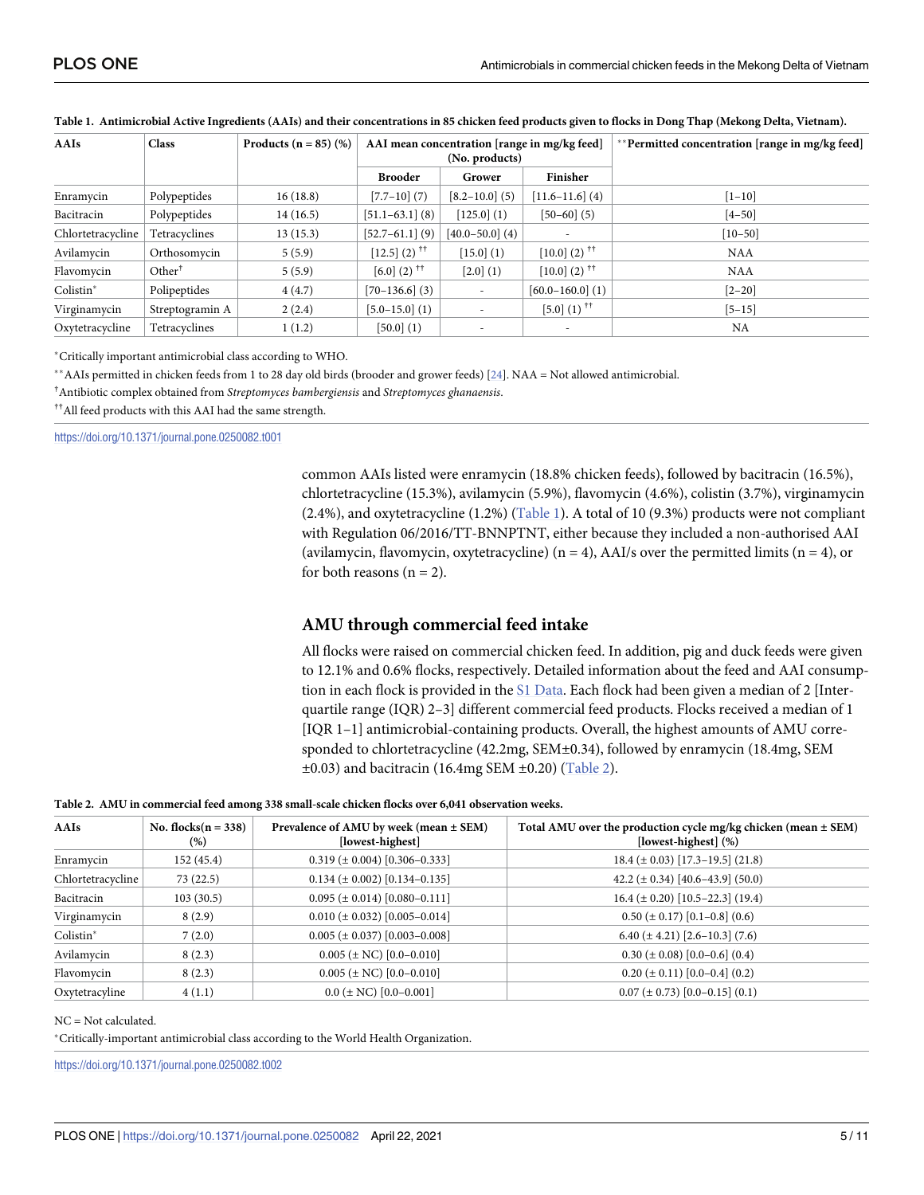**Table 1. Antimicrobial Active Ingredients (AAIs) and their concentrations in 85 chicken feed products given to flocks in Dong Thap (Mekong Delta, Vietnam).**

| AAIs | Class | Products (n = 85) (%) | AAI mean concentration [range in mg/kg feed] (No. products) | | | **Permitted concentration [range in mg/kg feed] |
|---|---|---|---|---|---|---|
| | | | Brooder | Grower | Finisher | |
| Enramycin | Polypeptides | 16 (18.8) | [7.7–10] (7) | [8.2–10.0] (5) | [11.6–11.6] (4) | [1–10] |
| Bacitracin | Polypeptides | 14 (16.5) | [51.1–63.1] (8) | [125.0] (1) | [50–60] (5) | [4–50] |
| Chlortetracycline | Tetracyclines | 13 (15.3) | [52.7–61.1] (9) | [40.0–50.0] (4) | - | [10–50] |
| Avilamycin | Orthosomycin | 5 (5.9) | [12.5] (2) †† | [15.0] (1) | [10.0] (2) †† | NAA |
| Flavomycin | Other† | 5 (5.9) | [6.0] (2) †† | [2.0] (1) | [10.0] (2) †† | NAA |
| Colistin* | Polipeptides | 4 (4.7) | [70–136.6] (3) | - | [60.0–160.0] (1) | [2–20] |
| Virginamycin | Streptogramin A | 2 (2.4) | [5.0–15.0] (1) | - | [5.0] (1) †† | [5–15] |
| Oxytetracycline | Tetracyclines | 1 (1.2) | [50.0] (1) | - | - | NA |

*Critically important antimicrobial class according to WHO.

**AAIs permitted in chicken feeds from 1 to 28 day old birds (brooder and grower feeds) [24]. NAA = Not allowed antimicrobial.

†Antibiotic complex obtained from *Streptomyces bambergiensis* and *Streptomyces ghanaensis*.

††All feed products with this AAI had the same strength.

https://doi.org/10.1371/journal.pone.0250082.t001

common AAIs listed were enramycin (18.8% chicken feeds), followed by bacitracin (16.5%), chlortetracycline (15.3%), avilamycin (5.9%), flavomycin (4.6%), colistin (3.7%), virginamycin (2.4%), and oxytetracycline (1.2%) (Table 1). A total of 10 (9.3%) products were not compliant with Regulation 06/2016/TT-BNNPTNT, either because they included a non-authorised AAI (avilamycin, flavomycin, oxytetracycline) (n = 4), AAI/s over the permitted limits (n = 4), or for both reasons (n = 2).

## AMU through commercial feed intake

All flocks were raised on commercial chicken feed. In addition, pig and duck feeds were given to 12.1% and 0.6% flocks, respectively. Detailed information about the feed and AAI consumption in each flock is provided in the S1 Data. Each flock had been given a median of 2 [Interquartile range (IQR) 2–3] different commercial feed products. Flocks received a median of 1 [IQR 1–1] antimicrobial-containing products. Overall, the highest amounts of AMU corresponded to chlortetracycline (42.2mg, SEM±0.34), followed by enramycin (18.4mg, SEM ±0.03) and bacitracin (16.4mg SEM ±0.20) (Table 2).

**Table 2. AMU in commercial feed among 338 small-scale chicken flocks over 6,041 observation weeks.**

| AAIs | No. flocks(n = 338) (%) | Prevalence of AMU by week (mean ± SEM) [lowest-highest] | Total AMU over the production cycle mg/kg chicken (mean ± SEM) [lowest-highest] (%) |
|---|---|---|---|
| Enramycin | 152 (45.4) | 0.319 (± 0.004) [0.306–0.333] | 18.4 (± 0.03) [17.3–19.5] (21.8) |
| Chlortetracycline | 73 (22.5) | 0.134 (± 0.002) [0.134–0.135] | 42.2 (± 0.34) [40.6–43.9] (50.0) |
| Bacitracin | 103 (30.5) | 0.095 (± 0.014) [0.080–0.111] | 16.4 (± 0.20) [10.5–22.3] (19.4) |
| Virginamycin | 8 (2.9) | 0.010 (± 0.032) [0.005–0.014] | 0.50 (± 0.17) [0.1–0.8] (0.6) |
| Colistin* | 7 (2.0) | 0.005 (± 0.037) [0.003–0.008] | 6.40 (± 4.21) [2.6–10.3] (7.6) |
| Avilamycin | 8 (2.3) | 0.005 (± NC) [0.0–0.010] | 0.30 (± 0.08) [0.0–0.6] (0.4) |
| Flavomycin | 8 (2.3) | 0.005 (± NC) [0.0–0.010] | 0.20 (± 0.11) [0.0–0.4] (0.2) |
| Oxytetracyline | 4 (1.1) | 0.0 (± NC) [0.0–0.001] | 0.07 (± 0.73) [0.0–0.15] (0.1) |

NC = Not calculated.

*Critically-important antimicrobial class according to the World Health Organization.

https://doi.org/10.1371/journal.pone.0250082.t002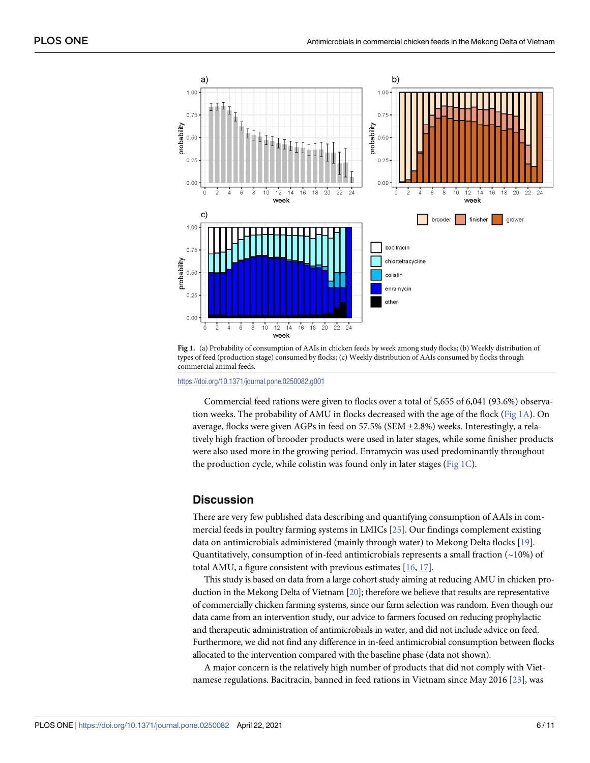**Fig 1.** (a) Probability of consumption of AAIs in chicken feeds by week among study flocks; (b) Weekly distribution of types of feed (production stage) consumed by flocks; (c) Weekly distribution of AAIs consumed by flocks through commercial animal feeds.

https://doi.org/10.1371/journal.pone.0250082.g001

Commercial feed rations were given to flocks over a total of 5,655 of 6,041 (93.6%) observation weeks. The probability of AMU in flocks decreased with the age of the flock (Fig 1A). On average, flocks were given AGPs in feed on 57.5% (SEM ±2.8%) weeks. Interestingly, a relatively high fraction of brooder products were used in later stages, while some finisher products were also used more in the growing period. Enramycin was used predominantly throughout the production cycle, while colistin was found only in later stages (Fig 1C).

## Discussion

There are very few published data describing and quantifying consumption of AAIs in commercial feeds in poultry farming systems in LMICs [25]. Our findings complement existing data on antimicrobials administered (mainly through water) to Mekong Delta flocks [19]. Quantitatively, consumption of in-feed antimicrobials represents a small fraction (~10%) of total AMU, a figure consistent with previous estimates [16, 17].

This study is based on data from a large cohort study aiming at reducing AMU in chicken production in the Mekong Delta of Vietnam [20]; therefore we believe that results are representative of commercially chicken farming systems, since our farm selection was random. Even though our data came from an intervention study, our advice to farmers focused on reducing prophylactic and therapeutic administration of antimicrobials in water, and did not include advice on feed. Furthermore, we did not find any difference in in-feed antimicrobial consumption between flocks allocated to the intervention compared with the baseline phase (data not shown).

A major concern is the relatively high number of products that did not comply with Vietnamese regulations. Bacitracin, banned in feed rations in Vietnam since May 2016 [23], was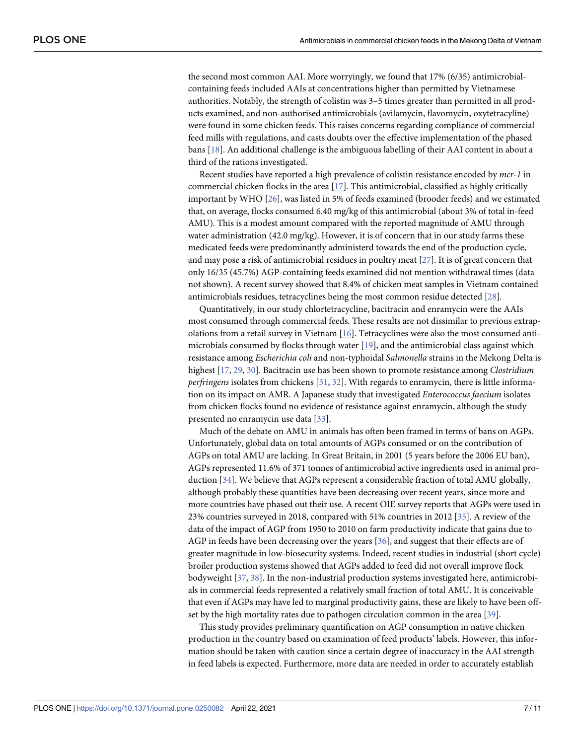the second most common AAI. More worryingly, we found that 17% (6/35) antimicrobial-containing feeds included AAIs at concentrations higher than permitted by Vietnamese authorities. Notably, the strength of colistin was 3–5 times greater than permitted in all products examined, and non-authorised antimicrobials (avilamycin, flavomycin, oxytetracyline) were found in some chicken feeds. This raises concerns regarding compliance of commercial feed mills with regulations, and casts doubts over the effective implementation of the phased bans [18]. An additional challenge is the ambiguous labelling of their AAI content in about a third of the rations investigated.

Recent studies have reported a high prevalence of colistin resistance encoded by *mcr-1* in commercial chicken flocks in the area [17]. This antimicrobial, classified as highly critically important by WHO [26], was listed in 5% of feeds examined (brooder feeds) and we estimated that, on average, flocks consumed 6.40 mg/kg of this antimicrobial (about 3% of total in-feed AMU). This is a modest amount compared with the reported magnitude of AMU through water administration (42.0 mg/kg). However, it is of concern that in our study farms these medicated feeds were predominantly administerd towards the end of the production cycle, and may pose a risk of antimicrobial residues in poultry meat [27]. It is of great concern that only 16/35 (45.7%) AGP-containing feeds examined did not mention withdrawal times (data not shown). A recent survey showed that 8.4% of chicken meat samples in Vietnam contained antimicrobials residues, tetracyclines being the most common residue detected [28].

Quantitatively, in our study chlortetracycline, bacitracin and enramycin were the AAIs most consumed through commercial feeds. These results are not dissimilar to previous extrapolations from a retail survey in Vietnam [16]. Tetracyclines were also the most consumed antimicrobials consumed by flocks through water [19], and the antimicrobial class against which resistance among *Escherichia coli* and non-typhoidal *Salmonella* strains in the Mekong Delta is highest [17, 29, 30]. Bacitracin use has been shown to promote resistance among *Clostridium perfringens* isolates from chickens [31, 32]. With regards to enramycin, there is little information on its impact on AMR. A Japanese study that investigated *Enterococcus faecium* isolates from chicken flocks found no evidence of resistance against enramycin, although the study presented no enramycin use data [33].

Much of the debate on AMU in animals has often been framed in terms of bans on AGPs. Unfortunately, global data on total amounts of AGPs consumed or on the contribution of AGPs on total AMU are lacking. In Great Britain, in 2001 (5 years before the 2006 EU ban), AGPs represented 11.6% of 371 tonnes of antimicrobial active ingredients used in animal production [34]. We believe that AGPs represent a considerable fraction of total AMU globally, although probably these quantities have been decreasing over recent years, since more and more countries have phased out their use. A recent OIE survey reports that AGPs were used in 23% countries surveyed in 2018, compared with 51% countries in 2012 [35]. A review of the data of the impact of AGP from 1950 to 2010 on farm productivity indicate that gains due to AGP in feeds have been decreasing over the years [36], and suggest that their effects are of greater magnitude in low-biosecurity systems. Indeed, recent studies in industrial (short cycle) broiler production systems showed that AGPs added to feed did not overall improve flock bodyweight [37, 38]. In the non-industrial production systems investigated here, antimicrobials in commercial feeds represented a relatively small fraction of total AMU. It is conceivable that even if AGPs may have led to marginal productivity gains, these are likely to have been offset by the high mortality rates due to pathogen circulation common in the area [39].

This study provides preliminary quantification on AGP consumption in native chicken production in the country based on examination of feed products' labels. However, this information should be taken with caution since a certain degree of inaccuracy in the AAI strength in feed labels is expected. Furthermore, more data are needed in order to accurately establish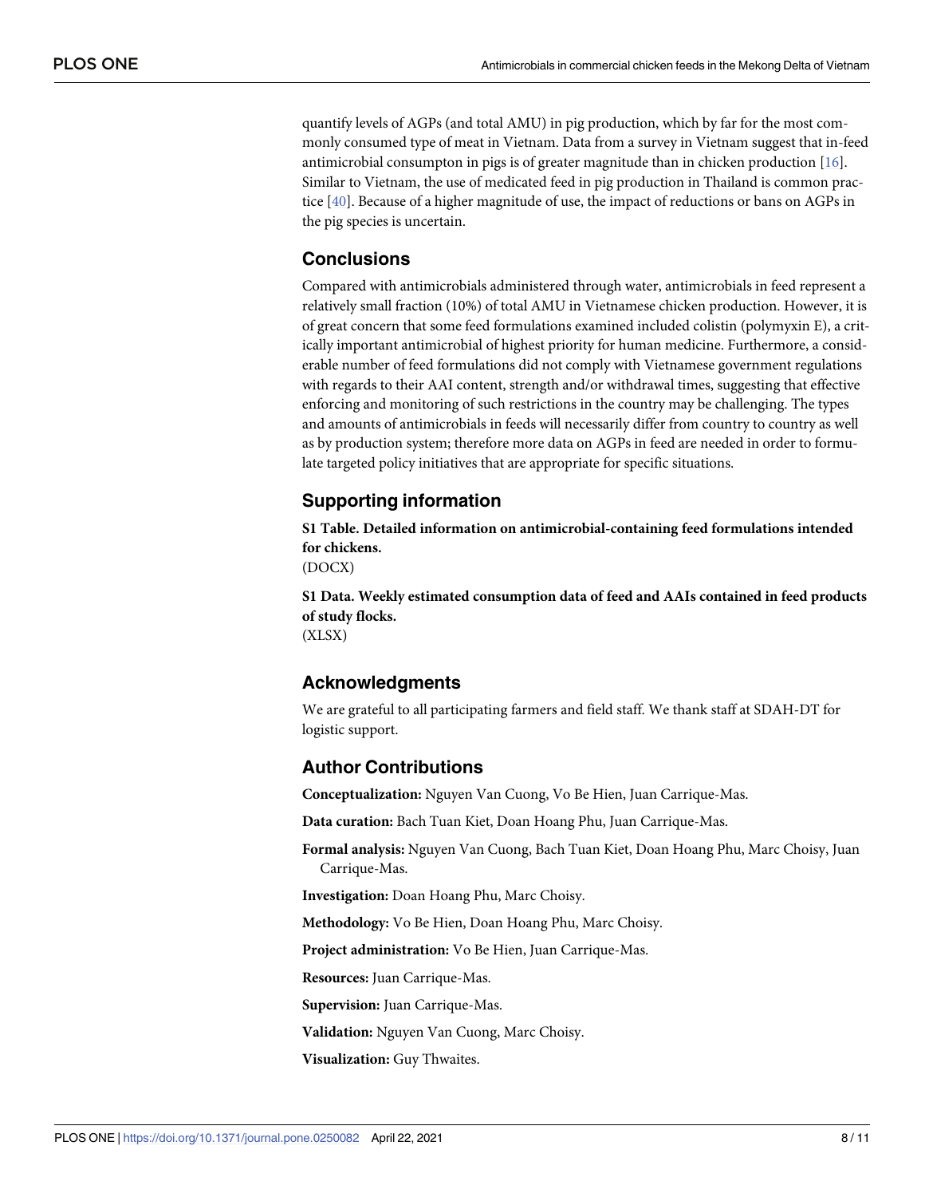quantify levels of AGPs (and total AMU) in pig production, which by far for the most commonly consumed type of meat in Vietnam. Data from a survey in Vietnam suggest that in-feed antimicrobial consumpton in pigs is of greater magnitude than in chicken production [16]. Similar to Vietnam, the use of medicated feed in pig production in Thailand is common practice [40]. Because of a higher magnitude of use, the impact of reductions or bans on AGPs in the pig species is uncertain.

## Conclusions

Compared with antimicrobials administered through water, antimicrobials in feed represent a relatively small fraction (10%) of total AMU in Vietnamese chicken production. However, it is of great concern that some feed formulations examined included colistin (polymyxin E), a critically important antimicrobial of highest priority for human medicine. Furthermore, a considerable number of feed formulations did not comply with Vietnamese government regulations with regards to their AAI content, strength and/or withdrawal times, suggesting that effective enforcing and monitoring of such restrictions in the country may be challenging. The types and amounts of antimicrobials in feeds will necessarily differ from country to country as well as by production system; therefore more data on AGPs in feed are needed in order to formulate targeted policy initiatives that are appropriate for specific situations.

## Supporting information

**S1 Table. Detailed information on antimicrobial-containing feed formulations intended for chickens.**
(DOCX)

**S1 Data. Weekly estimated consumption data of feed and AAIs contained in feed products of study flocks.**
(XLSX)

## Acknowledgments

We are grateful to all participating farmers and field staff. We thank staff at SDAH-DT for logistic support.

## Author Contributions

**Conceptualization:** Nguyen Van Cuong, Vo Be Hien, Juan Carrique-Mas.

**Data curation:** Bach Tuan Kiet, Doan Hoang Phu, Juan Carrique-Mas.

**Formal analysis:** Nguyen Van Cuong, Bach Tuan Kiet, Doan Hoang Phu, Marc Choisy, Juan Carrique-Mas.

**Investigation:** Doan Hoang Phu, Marc Choisy.

**Methodology:** Vo Be Hien, Doan Hoang Phu, Marc Choisy.

**Project administration:** Vo Be Hien, Juan Carrique-Mas.

**Resources:** Juan Carrique-Mas.

**Supervision:** Juan Carrique-Mas.

**Validation:** Nguyen Van Cuong, Marc Choisy.

**Visualization:** Guy Thwaites.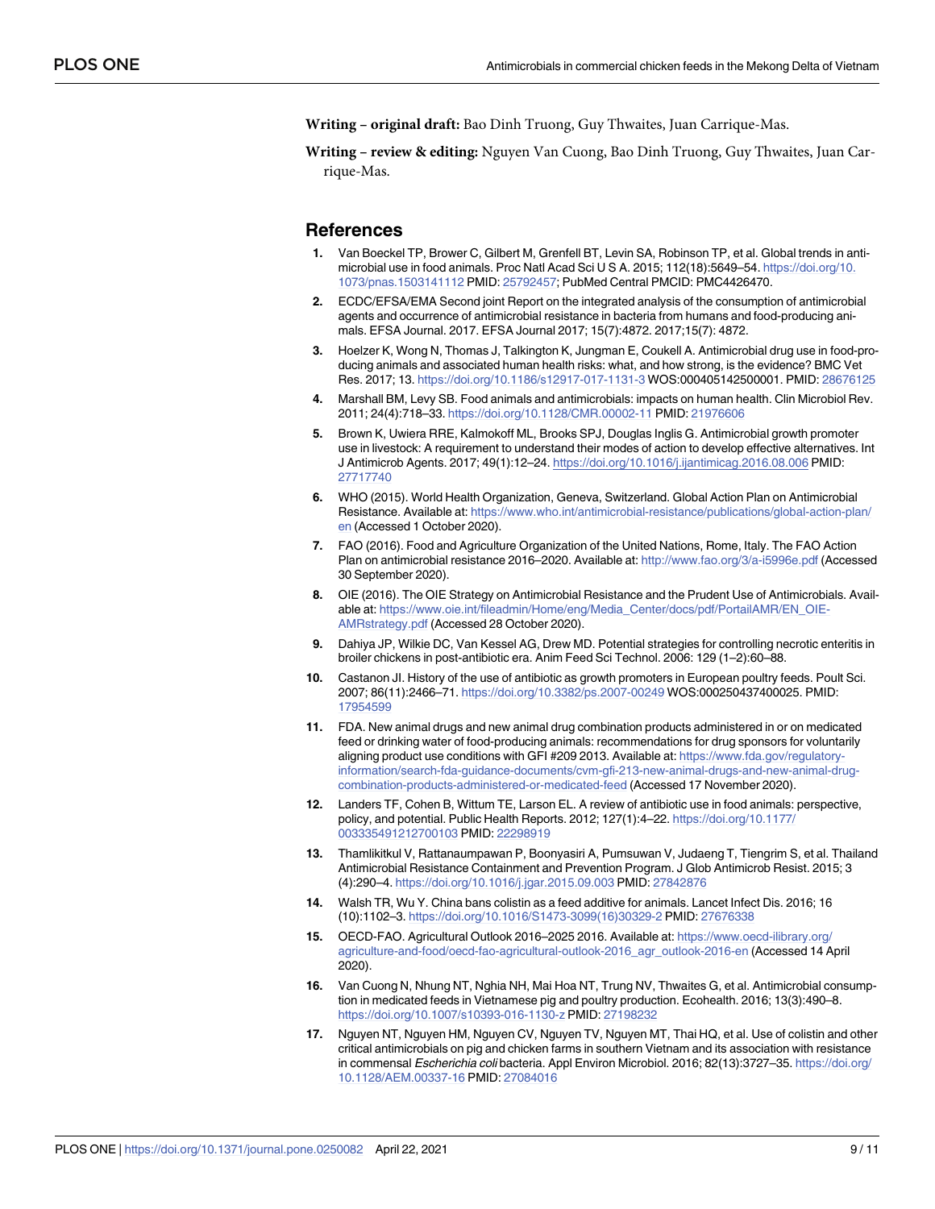**Writing – original draft:** Bao Dinh Truong, Guy Thwaites, Juan Carrique-Mas.

**Writing – review & editing:** Nguyen Van Cuong, Bao Dinh Truong, Guy Thwaites, Juan Carrique-Mas.

## References

1. Van Boeckel TP, Brower C, Gilbert M, Grenfell BT, Levin SA, Robinson TP, et al. Global trends in antimicrobial use in food animals. Proc Natl Acad Sci U S A. 2015; 112(18):5649–54. https://doi.org/10.1073/pnas.1503141112 PMID: 25792457; PubMed Central PMCID: PMC4426470.
2. ECDC/EFSA/EMA Second joint Report on the integrated analysis of the consumption of antimicrobial agents and occurrence of antimicrobial resistance in bacteria from humans and food-producing animals. EFSA Journal. 2017. EFSA Journal 2017; 15(7):4872. 2017;15(7): 4872.
3. Hoelzer K, Wong N, Thomas J, Talkington K, Jungman E, Coukell A. Antimicrobial drug use in food-producing animals and associated human health risks: what, and how strong, is the evidence? BMC Vet Res. 2017; 13. https://doi.org/10.1186/s12917-017-1131-3 WOS:000405142500001. PMID: 28676125
4. Marshall BM, Levy SB. Food animals and antimicrobials: impacts on human health. Clin Microbiol Rev. 2011; 24(4):718–33. https://doi.org/10.1128/CMR.00002-11 PMID: 21976606
5. Brown K, Uwiera RRE, Kalmokoff ML, Brooks SPJ, Douglas Inglis G. Antimicrobial growth promoter use in livestock: A requirement to understand their modes of action to develop effective alternatives. Int J Antimicrob Agents. 2017; 49(1):12–24. https://doi.org/10.1016/j.ijantimicag.2016.08.006 PMID: 27717740
6. WHO (2015). World Health Organization, Geneva, Switzerland. Global Action Plan on Antimicrobial Resistance. Available at: https://www.who.int/antimicrobial-resistance/publications/global-action-plan/en (Accessed 1 October 2020).
7. FAO (2016). Food and Agriculture Organization of the United Nations, Rome, Italy. The FAO Action Plan on antimicrobial resistance 2016–2020. Available at: http://www.fao.org/3/a-i5996e.pdf (Accessed 30 September 2020).
8. OIE (2016). The OIE Strategy on Antimicrobial Resistance and the Prudent Use of Antimicrobials. Available at: https://www.oie.int/fileadmin/Home/eng/Media_Center/docs/pdf/PortailAMR/EN_OIE-AMRstrategy.pdf (Accessed 28 October 2020).
9. Dahiya JP, Wilkie DC, Van Kessel AG, Drew MD. Potential strategies for controlling necrotic enteritis in broiler chickens in post-antibiotic era. Anim Feed Sci Technol. 2006: 129 (1–2):60–88.
10. Castanon JI. History of the use of antibiotic as growth promoters in European poultry feeds. Poult Sci. 2007; 86(11):2466–71. https://doi.org/10.3382/ps.2007-00249 WOS:000250437400025. PMID: 17954599
11. FDA. New animal drugs and new animal drug combination products administered in or on medicated feed or drinking water of food-producing animals: recommendations for drug sponsors for voluntarily aligning product use conditions with GFI #209 2013. Available at: https://www.fda.gov/regulatory-information/search-fda-guidance-documents/cvm-gfi-213-new-animal-drugs-and-new-animal-drug-combination-products-administered-or-medicated-feed (Accessed 17 November 2020).
12. Landers TF, Cohen B, Wittum TE, Larson EL. A review of antibiotic use in food animals: perspective, policy, and potential. Public Health Reports. 2012; 127(1):4–22. https://doi.org/10.1177/003335491212700103 PMID: 22298919
13. Thamlikitkul V, Rattanaumpawan P, Boonyasiri A, Pumsuwan V, Judaeng T, Tiengrim S, et al. Thailand Antimicrobial Resistance Containment and Prevention Program. J Glob Antimicrob Resist. 2015; 3 (4):290–4. https://doi.org/10.1016/j.jgar.2015.09.003 PMID: 27842876
14. Walsh TR, Wu Y. China bans colistin as a feed additive for animals. Lancet Infect Dis. 2016; 16 (10):1102–3. https://doi.org/10.1016/S1473-3099(16)30329-2 PMID: 27676338
15. OECD-FAO. Agricultural Outlook 2016–2025 2016. Available at: https://www.oecd-ilibrary.org/agriculture-and-food/oecd-fao-agricultural-outlook-2016_agr_outlook-2016-en (Accessed 14 April 2020).
16. Van Cuong N, Nhung NT, Nghia NH, Mai Hoa NT, Trung NV, Thwaites G, et al. Antimicrobial consumption in medicated feeds in Vietnamese pig and poultry production. Ecohealth. 2016; 13(3):490–8. https://doi.org/10.1007/s10393-016-1130-z PMID: 27198232
17. Nguyen NT, Nguyen HM, Nguyen CV, Nguyen TV, Nguyen MT, Thai HQ, et al. Use of colistin and other critical antimicrobials on pig and chicken farms in southern Vietnam and its association with resistance in commensal *Escherichia coli* bacteria. Appl Environ Microbiol. 2016; 82(13):3727–35. https://doi.org/10.1128/AEM.00337-16 PMID: 27084016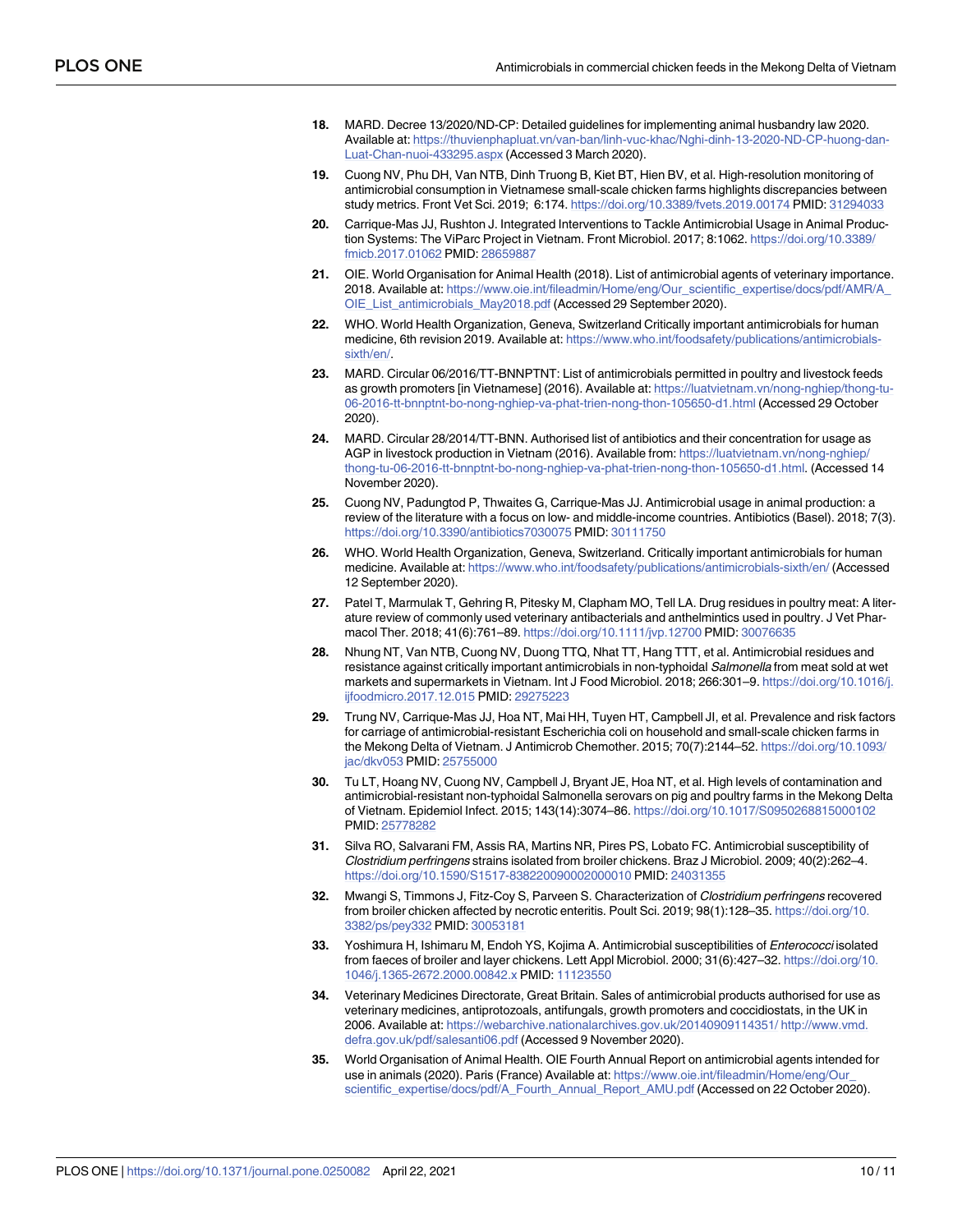18. MARD. Decree 13/2020/ND-CP: Detailed guidelines for implementing animal husbandry law 2020. Available at: https://thuvienphapluat.vn/van-ban/linh-vuc-khac/Nghi-dinh-13-2020-ND-CP-huong-dan-Luat-Chan-nuoi-433295.aspx (Accessed 3 March 2020).

19. Cuong NV, Phu DH, Van NTB, Dinh Truong B, Kiet BT, Hien BV, et al. High-resolution monitoring of antimicrobial consumption in Vietnamese small-scale chicken farms highlights discrepancies between study metrics. Front Vet Sci. 2019; 6:174. https://doi.org/10.3389/fvets.2019.00174 PMID: 31294033

20. Carrique-Mas JJ, Rushton J. Integrated Interventions to Tackle Antimicrobial Usage in Animal Production Systems: The ViParc Project in Vietnam. Front Microbiol. 2017; 8:1062. https://doi.org/10.3389/fmicb.2017.01062 PMID: 28659887

21. OIE. World Organisation for Animal Health (2018). List of antimicrobial agents of veterinary importance. 2018. Available at: https://www.oie.int/fileadmin/Home/eng/Our_scientific_expertise/docs/pdf/AMR/A_OIE_List_antimicrobials_May2018.pdf (Accessed 29 September 2020).

22. WHO. World Health Organization, Geneva, Switzerland Critically important antimicrobials for human medicine, 6th revision 2019. Available at: https://www.who.int/foodsafety/publications/antimicrobials-sixth/en/.

23. MARD. Circular 06/2016/TT-BNNPTNT: List of antimicrobials permitted in poultry and livestock feeds as growth promoters [in Vietnamese] (2016). Available at: https://luatvietnam.vn/nong-nghiep/thong-tu-06-2016-tt-bnnptnt-bo-nong-nghiep-va-phat-trien-nong-thon-105650-d1.html (Accessed 29 October 2020).

24. MARD. Circular 28/2014/TT-BNN. Authorised list of antibiotics and their concentration for usage as AGP in livestock production in Vietnam (2016). Available from: https://luatvietnam.vn/nong-nghiep/thong-tu-06-2016-tt-bnnptnt-bo-nong-nghiep-va-phat-trien-nong-thon-105650-d1.html. (Accessed 14 November 2020).

25. Cuong NV, Padungtod P, Thwaites G, Carrique-Mas JJ. Antimicrobial usage in animal production: a review of the literature with a focus on low- and middle-income countries. Antibiotics (Basel). 2018; 7(3). https://doi.org/10.3390/antibiotics7030075 PMID: 30111750

26. WHO. World Health Organization, Geneva, Switzerland. Critically important antimicrobials for human medicine. Available at: https://www.who.int/foodsafety/publications/antimicrobials-sixth/en/ (Accessed 12 September 2020).

27. Patel T, Marmulak T, Gehring R, Pitesky M, Clapham MO, Tell LA. Drug residues in poultry meat: A literature review of commonly used veterinary antibacterials and anthelmintics used in poultry. J Vet Pharmacol Ther. 2018; 41(6):761–89. https://doi.org/10.1111/jvp.12700 PMID: 30076635

28. Nhung NT, Van NTB, Cuong NV, Duong TTQ, Nhat TT, Hang TTT, et al. Antimicrobial residues and resistance against critically important antimicrobials in non-typhoidal *Salmonella* from meat sold at wet markets and supermarkets in Vietnam. Int J Food Microbiol. 2018; 266:301–9. https://doi.org/10.1016/j.ijfoodmicro.2017.12.015 PMID: 29275223

29. Trung NV, Carrique-Mas JJ, Hoa NT, Mai HH, Tuyen HT, Campbell JI, et al. Prevalence and risk factors for carriage of antimicrobial-resistant Escherichia coli on household and small-scale chicken farms in the Mekong Delta of Vietnam. J Antimicrob Chemother. 2015; 70(7):2144–52. https://doi.org/10.1093/jac/dkv053 PMID: 25755000

30. Tu LT, Hoang NV, Cuong NV, Campbell J, Bryant JE, Hoa NT, et al. High levels of contamination and antimicrobial-resistant non-typhoidal Salmonella serovars on pig and poultry farms in the Mekong Delta of Vietnam. Epidemiol Infect. 2015; 143(14):3074–86. https://doi.org/10.1017/S0950268815000102 PMID: 25778282

31. Silva RO, Salvarani FM, Assis RA, Martins NR, Pires PS, Lobato FC. Antimicrobial susceptibility of *Clostridium perfringens* strains isolated from broiler chickens. Braz J Microbiol. 2009; 40(2):262–4. https://doi.org/10.1590/S1517-838220090002000010 PMID: 24031355

32. Mwangi S, Timmons J, Fitz-Coy S, Parveen S. Characterization of *Clostridium perfringens* recovered from broiler chicken affected by necrotic enteritis. Poult Sci. 2019; 98(1):128–35. https://doi.org/10.3382/ps/pey332 PMID: 30053181

33. Yoshimura H, Ishimaru M, Endoh YS, Kojima A. Antimicrobial susceptibilities of *Enterococci* isolated from faeces of broiler and layer chickens. Lett Appl Microbiol. 2000; 31(6):427–32. https://doi.org/10.1046/j.1365-2672.2000.00842.x PMID: 11123550

34. Veterinary Medicines Directorate, Great Britain. Sales of antimicrobial products authorised for use as veterinary medicines, antiprotozoals, antifungals, growth promoters and coccidiostats, in the UK in 2006. Available at: https://webarchive.nationalarchives.gov.uk/20140909114351/ http://www.vmd.defra.gov.uk/pdf/salesanti06.pdf (Accessed 9 November 2020).

35. World Organisation of Animal Health. OIE Fourth Annual Report on antimicrobial agents intended for use in animals (2020). Paris (France) Available at: https://www.oie.int/fileadmin/Home/eng/Our_scientific_expertise/docs/pdf/A_Fourth_Annual_Report_AMU.pdf (Accessed on 22 October 2020).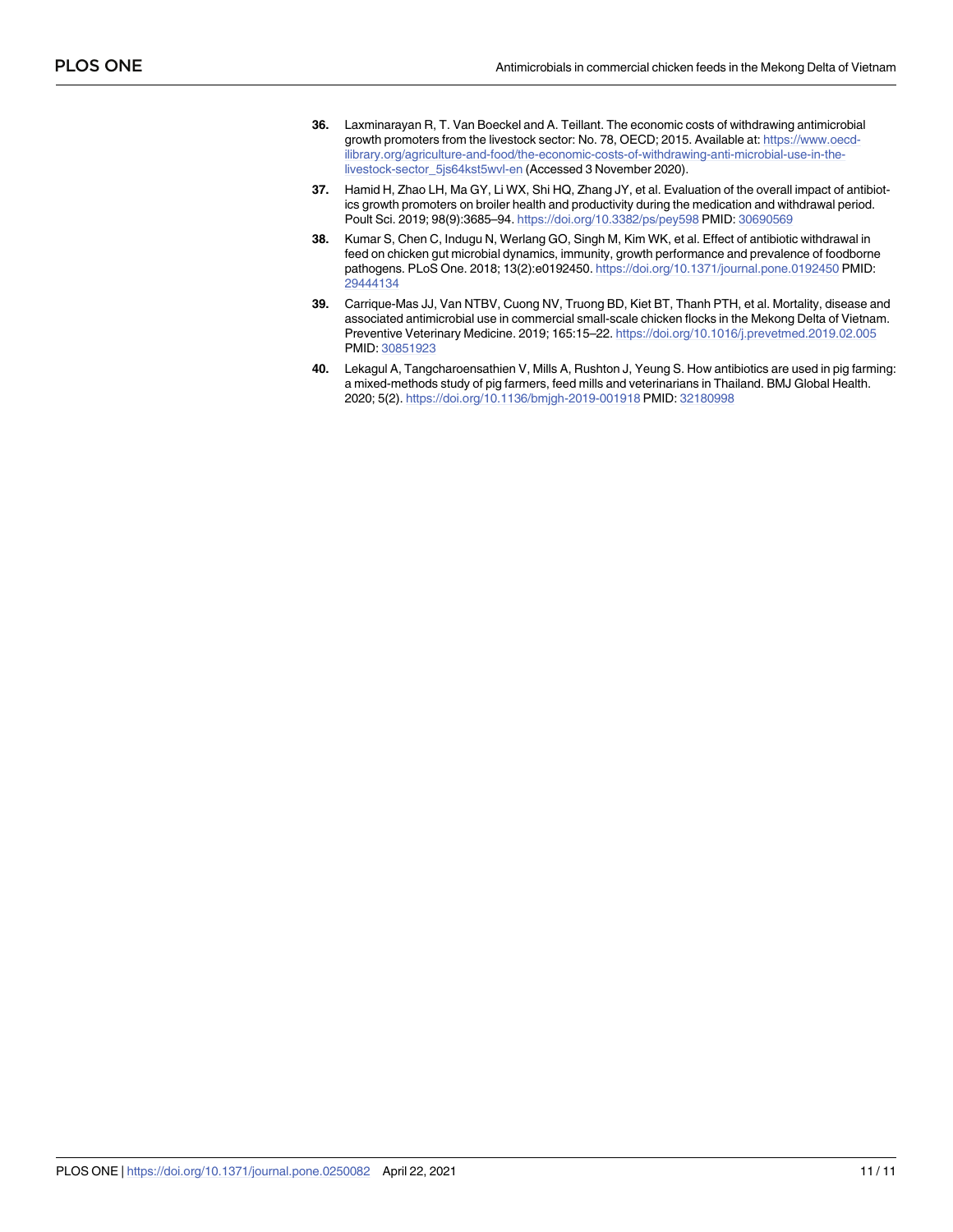36. Laxminarayan R, T. Van Boeckel and A. Teillant. The economic costs of withdrawing antimicrobial growth promoters from the livestock sector: No. 78, OECD; 2015. Available at: https://www.oecd-ilibrary.org/agriculture-and-food/the-economic-costs-of-withdrawing-anti-microbial-use-in-the-livestock-sector_5js64kst5wvl-en (Accessed 3 November 2020).

37. Hamid H, Zhao LH, Ma GY, Li WX, Shi HQ, Zhang JY, et al. Evaluation of the overall impact of antibiotics growth promoters on broiler health and productivity during the medication and withdrawal period. Poult Sci. 2019; 98(9):3685–94. https://doi.org/10.3382/ps/pey598 PMID: 30690569

38. Kumar S, Chen C, Indugu N, Werlang GO, Singh M, Kim WK, et al. Effect of antibiotic withdrawal in feed on chicken gut microbial dynamics, immunity, growth performance and prevalence of foodborne pathogens. PLoS One. 2018; 13(2):e0192450. https://doi.org/10.1371/journal.pone.0192450 PMID: 29444134

39. Carrique-Mas JJ, Van NTBV, Cuong NV, Truong BD, Kiet BT, Thanh PTH, et al. Mortality, disease and associated antimicrobial use in commercial small-scale chicken flocks in the Mekong Delta of Vietnam. Preventive Veterinary Medicine. 2019; 165:15–22. https://doi.org/10.1016/j.prevetmed.2019.02.005 PMID: 30851923

40. Lekagul A, Tangcharoensathien V, Mills A, Rushton J, Yeung S. How antibiotics are used in pig farming: a mixed-methods study of pig farmers, feed mills and veterinarians in Thailand. BMJ Global Health. 2020; 5(2). https://doi.org/10.1136/bmjgh-2019-001918 PMID: 32180998